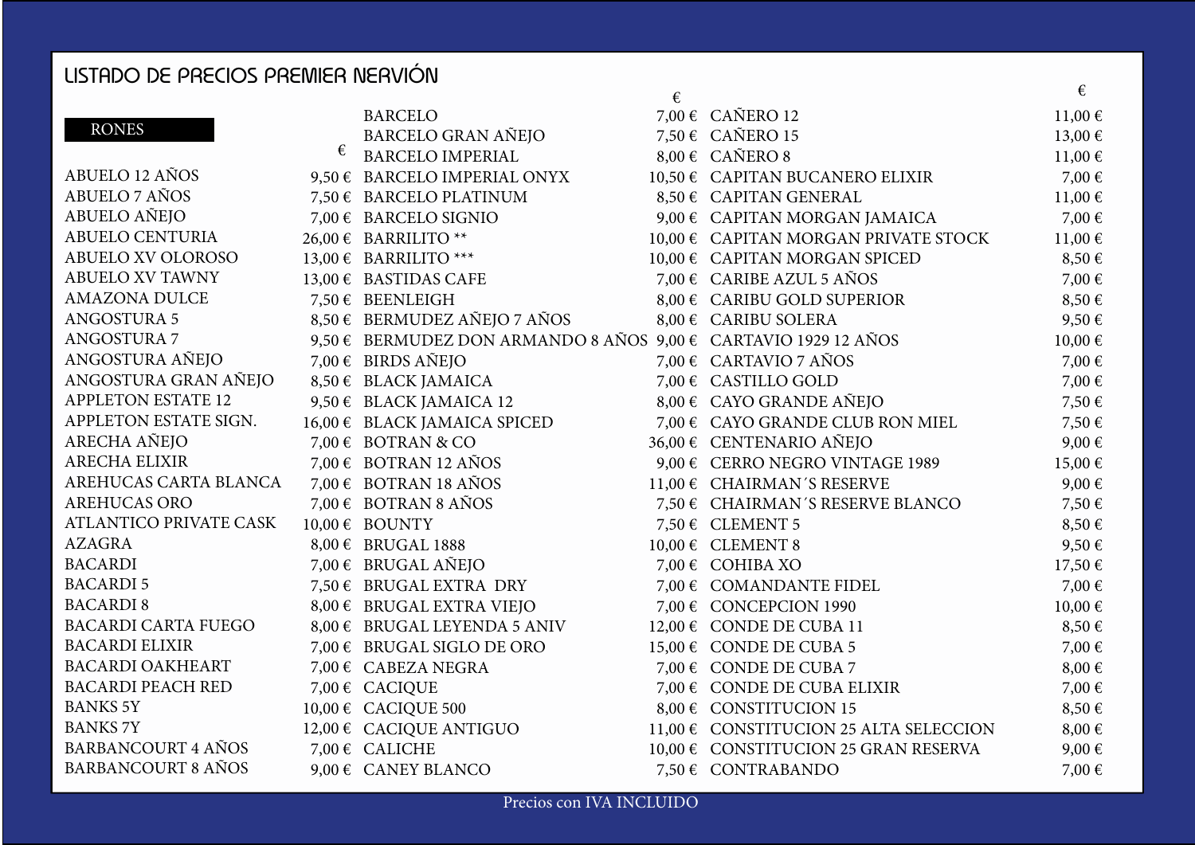# LISTADO DE PRECIOS PREMIER NERVIÓN

## RONES

| | € |
|---|---|
| ABUELO 12 AÑOS | 9,50 € |
| ABUELO 7 AÑOS | 7,50 € |
| ABUELO AÑEJO | 7,00 € |
| ABUELO CENTURIA | 26,00 € |
| ABUELO XV OLOROSO | 13,00 € |
| ABUELO XV TAWNY | 13,00 € |
| AMAZONA DULCE | 7,50 € |
| ANGOSTURA 5 | 8,50 € |
| ANGOSTURA 7 | 9,50 € |
| ANGOSTURA AÑEJO | 7,00 € |
| ANGOSTURA GRAN AÑEJO | 8,50 € |
| APPLETON ESTATE 12 | 9,50 € |
| APPLETON ESTATE SIGN. | 16,00 € |
| ARECHA AÑEJO | 7,00 € |
| ARECHA ELIXIR | 7,00 € |
| AREHUCAS CARTA BLANCA | 7,00 € |
| AREHUCAS ORO | 7,00 € |
| ATLANTICO PRIVATE CASK | 10,00 € |
| AZAGRA | 8,00 € |
| BACARDI | 7,00 € |
| BACARDI 5 | 7,50 € |
| BACARDI 8 | 8,00 € |
| BACARDI CARTA FUEGO | 8,00 € |
| BACARDI ELIXIR | 7,00 € |
| BACARDI OAKHEART | 7,00 € |
| BACARDI PEACH RED | 7,00 € |
| BANKS 5Y | 10,00 € |
| BANKS 7Y | 12,00 € |
| BARBANCOURT 4 AÑOS | 7,00 € |
| BARBANCOURT 8 AÑOS | 9,00 € |
| BARCELO | 7,00 € |
| BARCELO GRAN AÑEJO | 7,50 € |
| BARCELO IMPERIAL | 8,00 € |
| BARCELO IMPERIAL ONYX | 10,50 € |
| BARCELO PLATINUM | 8,50 € |
| BARCELO SIGNIO | 9,00 € |
| BARRILITO ** | 10,00 € |
| BARRILITO *** | 10,00 € |
| BASTIDAS CAFE | 7,00 € |
| BEENLEIGH | 8,00 € |
| BERMUDEZ AÑEJO 7 AÑOS | 8,00 € |
| BERMUDEZ DON ARMANDO 8 AÑOS | 9,00 € |
| BIRDS AÑEJO | 7,00 € |
| BLACK JAMAICA | 7,00 € |
| BLACK JAMAICA 12 | 8,00 € |
| BLACK JAMAICA SPICED | 7,00 € |
| BOTRAN & CO | 36,00 € |
| BOTRAN 12 AÑOS | 9,00 € |
| BOTRAN 18 AÑOS | 11,00 € |
| BOTRAN 8 AÑOS | 7,50 € |
| BOUNTY | 7,50 € |
| BRUGAL 1888 | 10,00 € |
| BRUGAL AÑEJO | 7,00 € |
| BRUGAL EXTRA DRY | 7,00 € |
| BRUGAL EXTRA VIEJO | 7,00 € |
| BRUGAL LEYENDA 5 ANIV | 12,00 € |
| BRUGAL SIGLO DE ORO | 15,00 € |
| CABEZA NEGRA | 7,00 € |
| CACIQUE | 7,00 € |
| CACIQUE 500 | 8,00 € |
| CACIQUE ANTIGUO | 11,00 € |
| CALICHE | 10,00 € |
| CANEY BLANCO | 7,50 € |
| CAÑERO 12 | 11,00 € |
| CAÑERO 15 | 13,00 € |
| CAÑERO 8 | 11,00 € |
| CAPITAN BUCANERO ELIXIR | 7,00 € |
| CAPITAN GENERAL | 11,00 € |
| CAPITAN MORGAN JAMAICA | 7,00 € |
| CAPITAN MORGAN PRIVATE STOCK | 11,00 € |
| CAPITAN MORGAN SPICED | 8,50 € |
| CARIBE AZUL 5 AÑOS | 7,00 € |
| CARIBU GOLD SUPERIOR | 8,50 € |
| CARIBU SOLERA | 9,50 € |
| CARTAVIO 1929 12 AÑOS | 10,00 € |
| CARTAVIO 7 AÑOS | 7,00 € |
| CASTILLO GOLD | 7,00 € |
| CAYO GRANDE AÑEJO | 7,50 € |
| CAYO GRANDE CLUB RON MIEL | 7,50 € |
| CENTENARIO AÑEJO | 9,00 € |
| CERRO NEGRO VINTAGE 1989 | 15,00 € |
| CHAIRMAN´S RESERVE | 9,00 € |
| CHAIRMAN´S RESERVE BLANCO | 7,50 € |
| CLEMENT 5 | 8,50 € |
| CLEMENT 8 | 9,50 € |
| COHIBA XO | 17,50 € |
| COMANDANTE FIDEL | 7,00 € |
| CONCEPCION 1990 | 10,00 € |
| CONDE DE CUBA 11 | 8,50 € |
| CONDE DE CUBA 5 | 7,00 € |
| CONDE DE CUBA 7 | 8,00 € |
| CONDE DE CUBA ELIXIR | 7,00 € |
| CONSTITUCION 15 | 8,50 € |
| CONSTITUCION 25 ALTA SELECCION | 8,00 € |
| CONSTITUCION 25 GRAN RESERVA | 9,00 € |
| CONTRABANDO | 7,00 € |

Precios con IVA INCLUIDO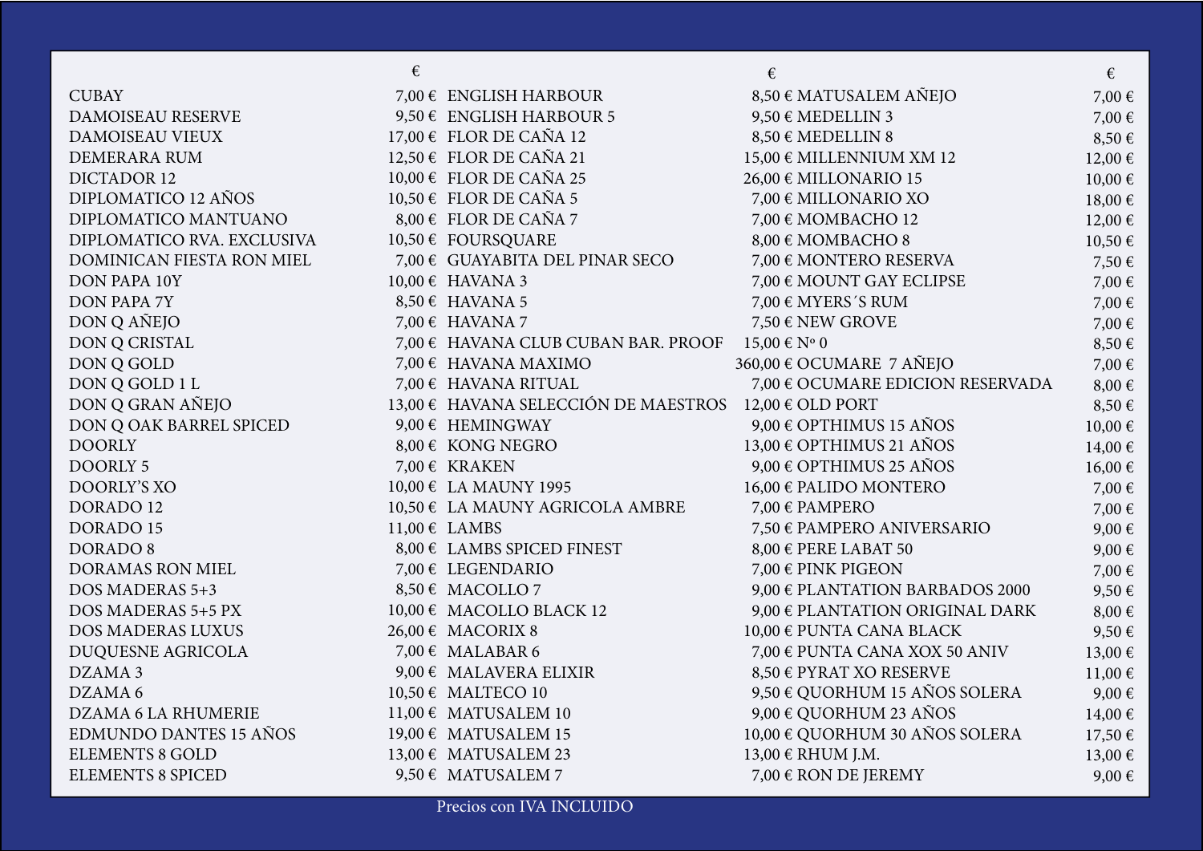| | € | | € | | € |
|---|---|---|---|---|---|
| CUBAY | 7,00 € | ENGLISH HARBOUR | 8,50 € | MATUSALEM AÑEJO | 7,00 € |
| DAMOISEAU RESERVE | 9,50 € | ENGLISH HARBOUR 5 | 9,50 € | MEDELLIN 3 | 7,00 € |
| DAMOISEAU VIEUX | 17,00 € | FLOR DE CAÑA 12 | 8,50 € | MEDELLIN 8 | 8,50 € |
| DEMERARA RUM | 12,50 € | FLOR DE CAÑA 21 | 15,00 € | MILLENNIUM XM 12 | 12,00 € |
| DICTADOR 12 | 10,00 € | FLOR DE CAÑA 25 | 26,00 € | MILLONARIO 15 | 10,00 € |
| DIPLOMATICO 12 AÑOS | 10,50 € | FLOR DE CAÑA 5 | 7,00 € | MILLONARIO XO | 18,00 € |
| DIPLOMATICO MANTUANO | 8,00 € | FLOR DE CAÑA 7 | 7,00 € | MOMBACHO 12 | 12,00 € |
| DIPLOMATICO RVA. EXCLUSIVA | 10,50 € | FOURSQUARE | 8,00 € | MOMBACHO 8 | 10,50 € |
| DOMINICAN FIESTA RON MIEL | 7,00 € | GUAYABITA DEL PINAR SECO | 7,00 € | MONTERO RESERVA | 7,50 € |
| DON PAPA 10Y | 10,00 € | HAVANA 3 | 7,00 € | MOUNT GAY ECLIPSE | 7,00 € |
| DON PAPA 7Y | 8,50 € | HAVANA 5 | 7,00 € | MYERS´S RUM | 7,00 € |
| DON Q AÑEJO | 7,00 € | HAVANA 7 | 7,50 € | NEW GROVE | 7,00 € |
| DON Q CRISTAL | 7,00 € | HAVANA CLUB CUBAN BAR. PROOF | 15,00 € | Nº 0 | 8,50 € |
| DON Q GOLD | 7,00 € | HAVANA MAXIMO | 360,00 € | OCUMARE 7 AÑEJO | 7,00 € |
| DON Q GOLD 1 L | 7,00 € | HAVANA RITUAL | 7,00 € | OCUMARE EDICION RESERVADA | 8,00 € |
| DON Q GRAN AÑEJO | 13,00 € | HAVANA SELECCIÓN DE MAESTROS | 12,00 € | OLD PORT | 8,50 € |
| DON Q OAK BARREL SPICED | 9,00 € | HEMINGWAY | 9,00 € | OPTHIMUS 15 AÑOS | 10,00 € |
| DOORLY | 8,00 € | KONG NEGRO | 13,00 € | OPTHIMUS 21 AÑOS | 14,00 € |
| DOORLY 5 | 7,00 € | KRAKEN | 9,00 € | OPTHIMUS 25 AÑOS | 16,00 € |
| DOORLY'S XO | 10,00 € | LA MAUNY 1995 | 16,00 € | PALIDO MONTERO | 7,00 € |
| DORADO 12 | 10,50 € | LA MAUNY AGRICOLA AMBRE | 7,00 € | PAMPERO | 7,00 € |
| DORADO 15 | 11,00 € | LAMBS | 7,50 € | PAMPERO ANIVERSARIO | 9,00 € |
| DORADO 8 | 8,00 € | LAMBS SPICED FINEST | 8,00 € | PERE LABAT 50 | 9,00 € |
| DORAMAS RON MIEL | 7,00 € | LEGENDARIO | 7,00 € | PINK PIGEON | 7,00 € |
| DOS MADERAS 5+3 | 8,50 € | MACOLLO 7 | 9,00 € | PLANTATION BARBADOS 2000 | 9,50 € |
| DOS MADERAS 5+5 PX | 10,00 € | MACOLLO BLACK 12 | 9,00 € | PLANTATION ORIGINAL DARK | 8,00 € |
| DOS MADERAS LUXUS | 26,00 € | MACORIX 8 | 10,00 € | PUNTA CANA BLACK | 9,50 € |
| DUQUESNE AGRICOLA | 7,00 € | MALABAR 6 | 7,00 € | PUNTA CANA XOX 50 ANIV | 13,00 € |
| DZAMA 3 | 9,00 € | MALAVERA ELIXIR | 8,50 € | PYRAT XO RESERVE | 11,00 € |
| DZAMA 6 | 10,50 € | MALTECO 10 | 9,50 € | QUORHUM 15 AÑOS SOLERA | 9,00 € |
| DZAMA 6 LA RHUMERIE | 11,00 € | MATUSALEM 10 | 9,00 € | QUORHUM 23 AÑOS | 14,00 € |
| EDMUNDO DANTES 15 AÑOS | 19,00 € | MATUSALEM 15 | 10,00 € | QUORHUM 30 AÑOS SOLERA | 17,50 € |
| ELEMENTS 8 GOLD | 13,00 € | MATUSALEM 23 | 13,00 € | RHUM J.M. | 13,00 € |
| ELEMENTS 8 SPICED | 9,50 € | MATUSALEM 7 | 7,00 € | RON DE JEREMY | 9,00 € |

Precios con IVA INCLUIDO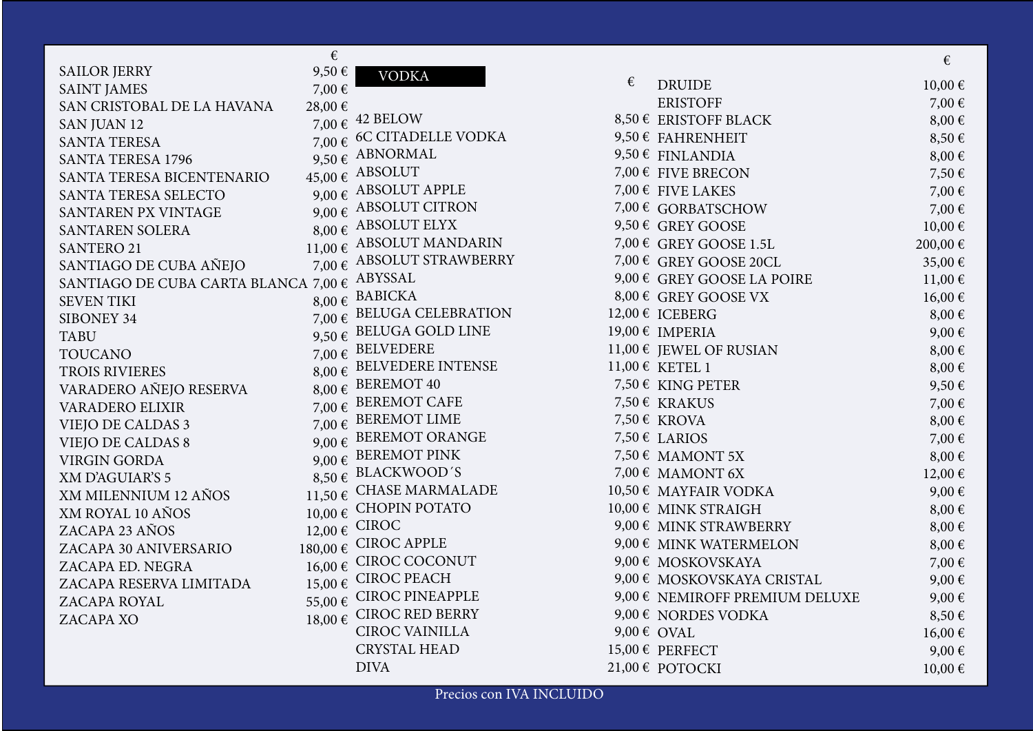| | € |
|---|---|
| SAILOR JERRY | 9,50 € |
| SAINT JAMES | 7,00 € |
| SAN CRISTOBAL DE LA HAVANA | 28,00 € |
| SAN JUAN 12 | 7,00 € |
| SANTA TERESA | 7,00 € |
| SANTA TERESA 1796 | 9,50 € |
| SANTA TERESA BICENTENARIO | 45,00 € |
| SANTA TERESA SELECTO | 9,00 € |
| SANTAREN PX VINTAGE | 9,00 € |
| SANTAREN SOLERA | 8,00 € |
| SANTERO 21 | 11,00 € |
| SANTIAGO DE CUBA AÑEJO | 7,00 € |
| SANTIAGO DE CUBA CARTA BLANCA | 7,00 € |
| SEVEN TIKI | 8,00 € |
| SIBONEY 34 | 7,00 € |
| TABU | 9,50 € |
| TOUCANO | 7,00 € |
| TROIS RIVIERES | 8,00 € |
| VARADERO AÑEJO RESERVA | 8,00 € |
| VARADERO ELIXIR | 7,00 € |
| VIEJO DE CALDAS 3 | 7,00 € |
| VIEJO DE CALDAS 8 | 9,00 € |
| VIRGIN GORDA | 9,00 € |
| XM D'AGUIAR'S 5 | 8,50 € |
| XM MILENNIUM 12 AÑOS | 11,50 € |
| XM ROYAL 10 AÑOS | 10,00 € |
| ZACAPA 23 AÑOS | 12,00 € |
| ZACAPA 30 ANIVERSARIO | 180,00 € |
| ZACAPA ED. NEGRA | 16,00 € |
| ZACAPA RESERVA LIMITADA | 15,00 € |
| ZACAPA ROYAL | 55,00 € |
| ZACAPA XO | 18,00 € |

## VODKA

| | € |
|---|---|
| 42 BELOW | 8,50 € |
| 6C CITADELLE VODKA | 9,50 € |
| ABNORMAL | 9,50 € |
| ABSOLUT | 7,00 € |
| ABSOLUT APPLE | 7,00 € |
| ABSOLUT CITRON | 7,00 € |
| ABSOLUT ELYX | 9,50 € |
| ABSOLUT MANDARIN | 7,00 € |
| ABSOLUT STRAWBERRY | 7,00 € |
| ABYSSAL | 9,00 € |
| BABICKA | 8,00 € |
| BELUGA CELEBRATION | 12,00 € |
| BELUGA GOLD LINE | 19,00 € |
| BELVEDERE | 11,00 € |
| BELVEDERE INTENSE | 11,00 € |
| BEREMOT 40 | 7,50 € |
| BEREMOT CAFE | 7,50 € |
| BEREMOT LIME | 7,50 € |
| BEREMOT ORANGE | 7,50 € |
| BEREMOT PINK | 7,50 € |
| BLACKWOOD´S | 7,00 € |
| CHASE MARMALADE | 10,50 € |
| CHOPIN POTATO | 10,00 € |
| CIROC | 9,00 € |
| CIROC APPLE | 9,00 € |
| CIROC COCONUT | 9,00 € |
| CIROC PEACH | 9,00 € |
| CIROC PINEAPPLE | 9,00 € |
| CIROC RED BERRY | 9,00 € |
| CIROC VAINILLA | 9,00 € |
| CRYSTAL HEAD | 15,00 € |
| DIVA | 21,00 € |

| | € |
|---|---|
| DRUIDE | 10,00 € |
| ERISTOFF | 7,00 € |
| ERISTOFF BLACK | 8,00 € |
| FAHRENHEIT | 8,50 € |
| FINLANDIA | 8,00 € |
| FIVE BRECON | 7,50 € |
| FIVE LAKES | 7,00 € |
| GORBATSCHOW | 7,00 € |
| GREY GOOSE | 10,00 € |
| GREY GOOSE 1.5L | 200,00 € |
| GREY GOOSE 20CL | 35,00 € |
| GREY GOOSE LA POIRE | 11,00 € |
| GREY GOOSE VX | 16,00 € |
| ICEBERG | 8,00 € |
| IMPERIA | 9,00 € |
| JEWEL OF RUSIAN | 8,00 € |
| KETEL 1 | 8,00 € |
| KING PETER | 9,50 € |
| KRAKUS | 7,00 € |
| KROVA | 8,00 € |
| LARIOS | 7,00 € |
| MAMONT 5X | 8,00 € |
| MAMONT 6X | 12,00 € |
| MAYFAIR VODKA | 9,00 € |
| MINK STRAIGH | 8,00 € |
| MINK STRAWBERRY | 8,00 € |
| MINK WATERMELON | 8,00 € |
| MOSKOVSKAYA | 7,00 € |
| MOSKOVSKAYA CRISTAL | 9,00 € |
| NEMIROFF PREMIUM DELUXE | 9,00 € |
| NORDES VODKA | 8,50 € |
| OVAL | 16,00 € |
| PERFECT | 9,00 € |
| POTOCKI | 10,00 € |

Precios con IVA INCLUIDO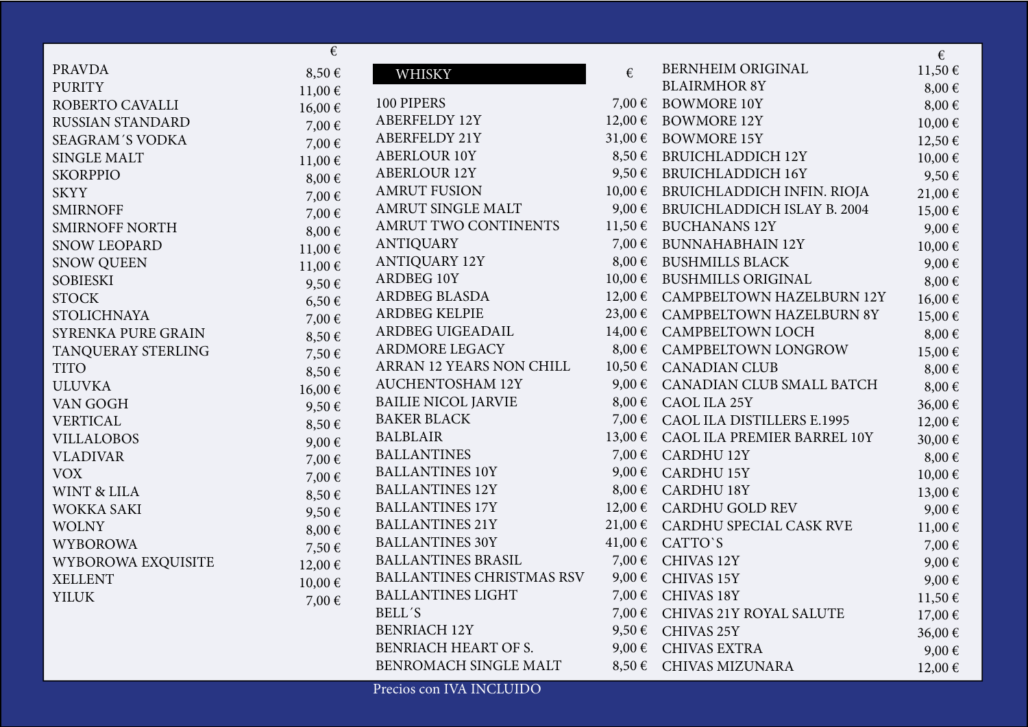| | € |
|---|---|
| PRAVDA | 8,50 € |
| PURITY | 11,00 € |
| ROBERTO CAVALLI | 16,00 € |
| RUSSIAN STANDARD | 7,00 € |
| SEAGRAM´S VODKA | 7,00 € |
| SINGLE MALT | 11,00 € |
| SKORPPIO | 8,00 € |
| SKYY | 7,00 € |
| SMIRNOFF | 7,00 € |
| SMIRNOFF NORTH | 8,00 € |
| SNOW LEOPARD | 11,00 € |
| SNOW QUEEN | 11,00 € |
| SOBIESKI | 9,50 € |
| STOCK | 6,50 € |
| STOLICHNAYA | 7,00 € |
| SYRENKA PURE GRAIN | 8,50 € |
| TANQUERAY STERLING | 7,50 € |
| TITO | 8,50 € |
| ULUVKA | 16,00 € |
| VAN GOGH | 9,50 € |
| VERTICAL | 8,50 € |
| VILLALOBOS | 9,00 € |
| VLADIVAR | 7,00 € |
| VOX | 7,00 € |
| WINT & LILA | 8,50 € |
| WOKKA SAKI | 9,50 € |
| WOLNY | 8,00 € |
| WYBOROWA | 7,50 € |
| WYBOROWA EXQUISITE | 12,00 € |
| XELLENT | 10,00 € |
| YILUK | 7,00 € |

## WHISKY

| | € |
|---|---|
| 100 PIPERS | 7,00 € |
| ABERFELDY 12Y | 12,00 € |
| ABERFELDY 21Y | 31,00 € |
| ABERLOUR 10Y | 8,50 € |
| ABERLOUR 12Y | 9,50 € |
| AMRUT FUSION | 10,00 € |
| AMRUT SINGLE MALT | 9,00 € |
| AMRUT TWO CONTINENTS | 11,50 € |
| ANTIQUARY | 7,00 € |
| ANTIQUARY 12Y | 8,00 € |
| ARDBEG 10Y | 10,00 € |
| ARDBEG BLASDA | 12,00 € |
| ARDBEG KELPIE | 23,00 € |
| ARDBEG UIGEADAIL | 14,00 € |
| ARDMORE LEGACY | 8,00 € |
| ARRAN 12 YEARS NON CHILL | 10,50 € |
| AUCHENTOSHAM 12Y | 9,00 € |
| BAILIE NICOL JARVIE | 8,00 € |
| BAKER BLACK | 7,00 € |
| BALBLAIR | 13,00 € |
| BALLANTINES | 7,00 € |
| BALLANTINES 10Y | 9,00 € |
| BALLANTINES 12Y | 8,00 € |
| BALLANTINES 17Y | 12,00 € |
| BALLANTINES 21Y | 21,00 € |
| BALLANTINES 30Y | 41,00 € |
| BALLANTINES BRASIL | 7,00 € |
| BALLANTINES CHRISTMAS RSV | 9,00 € |
| BALLANTINES LIGHT | 7,00 € |
| BELL´S | 7,00 € |
| BENRIACH 12Y | 9,50 € |
| BENRIACH HEART OF S. | 9,00 € |
| BENROMACH SINGLE MALT | 8,50 € |
| BERNHEIM ORIGINAL | 11,50 € |
| BLAIRMHOR 8Y | 8,00 € |
| BOWMORE 10Y | 8,00 € |
| BOWMORE 12Y | 10,00 € |
| BOWMORE 15Y | 12,50 € |
| BRUICHLADDICH 12Y | 10,00 € |
| BRUICHLADDICH 16Y | 9,50 € |
| BRUICHLADDICH INFIN. RIOJA | 21,00 € |
| BRUICHLADDICH ISLAY B. 2004 | 15,00 € |
| BUCHANANS 12Y | 9,00 € |
| BUNNAHABHAIN 12Y | 10,00 € |
| BUSHMILLS BLACK | 9,00 € |
| BUSHMILLS ORIGINAL | 8,00 € |
| CAMPBELTOWN HAZELBURN 12Y | 16,00 € |
| CAMPBELTOWN HAZELBURN 8Y | 15,00 € |
| CAMPBELTOWN LOCH | 8,00 € |
| CAMPBELTOWN LONGROW | 15,00 € |
| CANADIAN CLUB | 8,00 € |
| CANADIAN CLUB SMALL BATCH | 8,00 € |
| CAOL ILA 25Y | 36,00 € |
| CAOL ILA DISTILLERS E.1995 | 12,00 € |
| CAOL ILA PREMIER BARREL 10Y | 30,00 € |
| CARDHU 12Y | 8,00 € |
| CARDHU 15Y | 10,00 € |
| CARDHU 18Y | 13,00 € |
| CARDHU GOLD REV | 9,00 € |
| CARDHU SPECIAL CASK RVE | 11,00 € |
| CATTO`S | 7,00 € |
| CHIVAS 12Y | 9,00 € |
| CHIVAS 15Y | 9,00 € |
| CHIVAS 18Y | 11,50 € |
| CHIVAS 21Y ROYAL SALUTE | 17,00 € |
| CHIVAS 25Y | 36,00 € |
| CHIVAS EXTRA | 9,00 € |
| CHIVAS MIZUNARA | 12,00 € |

Precios con IVA INCLUIDO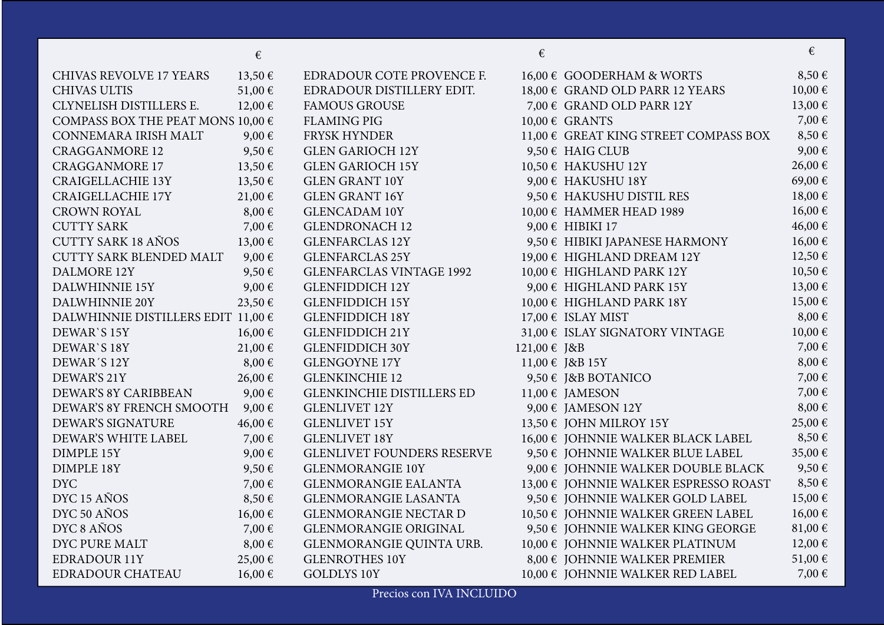| | € | | € | | € |
|---|---|---|---|---|---|
| CHIVAS REVOLVE 17 YEARS | 13,50 € | EDRADOUR COTE PROVENCE F. | 16,00 € | GOODERHAM & WORTS | 8,50 € |
| CHIVAS ULTIS | 51,00 € | EDRADOUR DISTILLERY EDIT. | 18,00 € | GRAND OLD PARR 12 YEARS | 10,00 € |
| CLYNELISH DISTILLERS E. | 12,00 € | FAMOUS GROUSE | 7,00 € | GRAND OLD PARR 12Y | 13,00 € |
| COMPASS BOX THE PEAT MONS | 10,00 € | FLAMING PIG | 10,00 € | GRANTS | 7,00 € |
| CONNEMARA IRISH MALT | 9,00 € | FRYSK HYNDER | 11,00 € | GREAT KING STREET COMPASS BOX | 8,50 € |
| CRAGGANMORE 12 | 9,50 € | GLEN GARIOCH 12Y | 9,50 € | HAIG CLUB | 9,00 € |
| CRAGGANMORE 17 | 13,50 € | GLEN GARIOCH 15Y | 10,50 € | HAKUSHU 12Y | 26,00 € |
| CRAIGELLACHIE 13Y | 13,50 € | GLEN GRANT 10Y | 9,00 € | HAKUSHU 18Y | 69,00 € |
| CRAIGELLACHIE 17Y | 21,00 € | GLEN GRANT 16Y | 9,50 € | HAKUSHU DISTIL RES | 18,00 € |
| CROWN ROYAL | 8,00 € | GLENCADAM 10Y | 10,00 € | HAMMER HEAD 1989 | 16,00 € |
| CUTTY SARK | 7,00 € | GLENDRONACH 12 | 9,00 € | HIBIKI 17 | 46,00 € |
| CUTTY SARK 18 AÑOS | 13,00 € | GLENFARCLAS 12Y | 9,50 € | HIBIKI JAPANESE HARMONY | 16,00 € |
| CUTTY SARK BLENDED MALT | 9,00 € | GLENFARCLAS 25Y | 19,00 € | HIGHLAND DREAM 12Y | 12,50 € |
| DALMORE 12Y | 9,50 € | GLENFARCLAS VINTAGE 1992 | 10,00 € | HIGHLAND PARK 12Y | 10,50 € |
| DALWHINNIE 15Y | 9,00 € | GLENFIDDICH 12Y | 9,00 € | HIGHLAND PARK 15Y | 13,00 € |
| DALWHINNIE 20Y | 23,50 € | GLENFIDDICH 15Y | 10,00 € | HIGHLAND PARK 18Y | 15,00 € |
| DALWHINNIE DISTILLERS EDIT | 11,00 € | GLENFIDDICH 18Y | 17,00 € | ISLAY MIST | 8,00 € |
| DEWAR`S 15Y | 16,00 € | GLENFIDDICH 21Y | 31,00 € | ISLAY SIGNATORY VINTAGE | 10,00 € |
| DEWAR`S 18Y | 21,00 € | GLENFIDDICH 30Y | 121,00 € | J&B | 7,00 € |
| DEWAR´S 12Y | 8,00 € | GLENGOYNE 17Y | 11,00 € | J&B 15Y | 8,00 € |
| DEWAR'S 21Y | 26,00 € | GLENKINCHIE 12 | 9,50 € | J&B BOTANICO | 7,00 € |
| DEWAR'S 8Y CARIBBEAN | 9,00 € | GLENKINCHIE DISTILLERS ED | 11,00 € | JAMESON | 7,00 € |
| DEWAR'S 8Y FRENCH SMOOTH | 9,00 € | GLENLIVET 12Y | 9,00 € | JAMESON 12Y | 8,00 € |
| DEWAR'S SIGNATURE | 46,00 € | GLENLIVET 15Y | 13,50 € | JOHN MILROY 15Y | 25,00 € |
| DEWAR'S WHITE LABEL | 7,00 € | GLENLIVET 18Y | 16,00 € | JOHNNIE WALKER BLACK LABEL | 8,50 € |
| DIMPLE 15Y | 9,00 € | GLENLIVET FOUNDERS RESERVE | 9,50 € | JOHNNIE WALKER BLUE LABEL | 35,00 € |
| DIMPLE 18Y | 9,50 € | GLENMORANGIE 10Y | 9,00 € | JOHNNIE WALKER DOUBLE BLACK | 9,50 € |
| DYC | 7,00 € | GLENMORANGIE EALANTA | 13,00 € | JOHNNIE WALKER ESPRESSO ROAST | 8,50 € |
| DYC 15 AÑOS | 8,50 € | GLENMORANGIE LASANTA | 9,50 € | JOHNNIE WALKER GOLD LABEL | 15,00 € |
| DYC 50 AÑOS | 16,00 € | GLENMORANGIE NECTAR D | 10,50 € | JOHNNIE WALKER GREEN LABEL | 16,00 € |
| DYC 8 AÑOS | 7,00 € | GLENMORANGIE ORIGINAL | 9,50 € | JOHNNIE WALKER KING GEORGE | 81,00 € |
| DYC PURE MALT | 8,00 € | GLENMORANGIE QUINTA URB. | 10,00 € | JOHNNIE WALKER PLATINUM | 12,00 € |
| EDRADOUR 11Y | 25,00 € | GLENROTHES 10Y | 8,00 € | JOHNNIE WALKER PREMIER | 51,00 € |
| EDRADOUR CHATEAU | 16,00 € | GOLDLYS 10Y | 10,00 € | JOHNNIE WALKER RED LABEL | 7,00 € |

Precios con IVA INCLUIDO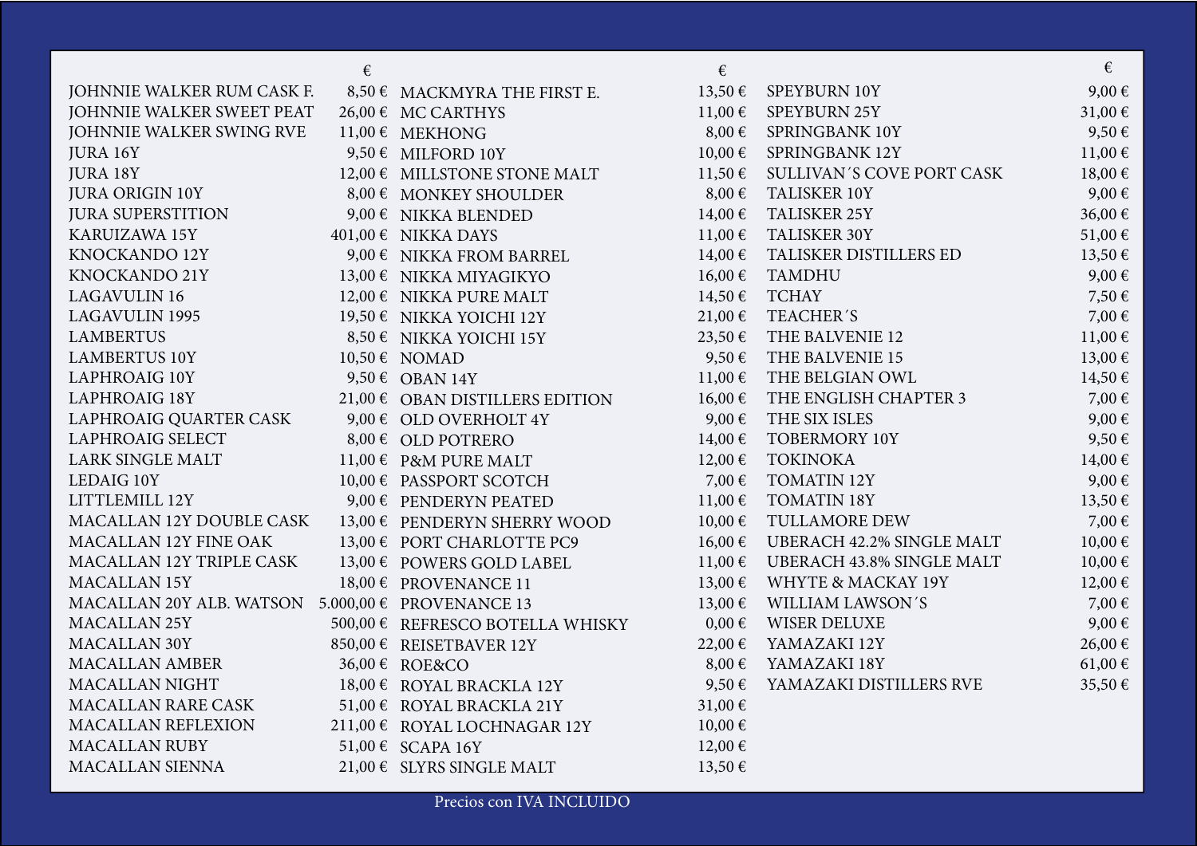| | € |
|---|---|
| JOHNNIE WALKER RUM CASK F. | 8,50 € |
| JOHNNIE WALKER SWEET PEAT | 26,00 € |
| JOHNNIE WALKER SWING RVE | 11,00 € |
| JURA 16Y | 9,50 € |
| JURA 18Y | 12,00 € |
| JURA ORIGIN 10Y | 8,00 € |
| JURA SUPERSTITION | 9,00 € |
| KARUIZAWA 15Y | 401,00 € |
| KNOCKANDO 12Y | 9,00 € |
| KNOCKANDO 21Y | 13,00 € |
| LAGAVULIN 16 | 12,00 € |
| LAGAVULIN 1995 | 19,50 € |
| LAMBERTUS | 8,50 € |
| LAMBERTUS 10Y | 10,50 € |
| LAPHROAIG 10Y | 9,50 € |
| LAPHROAIG 18Y | 21,00 € |
| LAPHROAIG QUARTER CASK | 9,00 € |
| LAPHROAIG SELECT | 8,00 € |
| LARK SINGLE MALT | 11,00 € |
| LEDAIG 10Y | 10,00 € |
| LITTLEMILL 12Y | 9,00 € |
| MACALLAN 12Y DOUBLE CASK | 13,00 € |
| MACALLAN 12Y FINE OAK | 13,00 € |
| MACALLAN 12Y TRIPLE CASK | 13,00 € |
| MACALLAN 15Y | 18,00 € |
| MACALLAN 20Y ALB. WATSON | 5.000,00 € |
| MACALLAN 25Y | 500,00 € |
| MACALLAN 30Y | 850,00 € |
| MACALLAN AMBER | 36,00 € |
| MACALLAN NIGHT | 18,00 € |
| MACALLAN RARE CASK | 51,00 € |
| MACALLAN REFLEXION | 211,00 € |
| MACALLAN RUBY | 51,00 € |
| MACALLAN SIENNA | 21,00 € |

| | € |
|---|---|
| MACKMYRA THE FIRST E. | 13,50 € |
| MC CARTHYS | 11,00 € |
| MEKHONG | 8,00 € |
| MILFORD 10Y | 10,00 € |
| MILLSTONE STONE MALT | 11,50 € |
| MONKEY SHOULDER | 8,00 € |
| NIKKA BLENDED | 14,00 € |
| NIKKA DAYS | 11,00 € |
| NIKKA FROM BARREL | 14,00 € |
| NIKKA MIYAGIKYO | 16,00 € |
| NIKKA PURE MALT | 14,50 € |
| NIKKA YOICHI 12Y | 21,00 € |
| NIKKA YOICHI 15Y | 23,50 € |
| NOMAD | 9,50 € |
| OBAN 14Y | 11,00 € |
| OBAN DISTILLERS EDITION | 16,00 € |
| OLD OVERHOLT 4Y | 9,00 € |
| OLD POTRERO | 14,00 € |
| P&M PURE MALT | 12,00 € |
| PASSPORT SCOTCH | 7,00 € |
| PENDERYN PEATED | 11,00 € |
| PENDERYN SHERRY WOOD | 10,00 € |
| PORT CHARLOTTE PC9 | 16,00 € |
| POWERS GOLD LABEL | 11,00 € |
| PROVENANCE 11 | 13,00 € |
| PROVENANCE 13 | 13,00 € |
| REFRESCO BOTELLA WHISKY | 0,00 € |
| REISETBAVER 12Y | 22,00 € |
| ROE&CO | 8,00 € |
| ROYAL BRACKLA 12Y | 9,50 € |
| ROYAL BRACKLA 21Y | 31,00 € |
| ROYAL LOCHNAGAR 12Y | 10,00 € |
| SCAPA 16Y | 12,00 € |
| SLYRS SINGLE MALT | 13,50 € |

| | € |
|---|---|
| SPEYBURN 10Y | 9,00 € |
| SPEYBURN 25Y | 31,00 € |
| SPRINGBANK 10Y | 9,50 € |
| SPRINGBANK 12Y | 11,00 € |
| SULLIVAN´S COVE PORT CASK | 18,00 € |
| TALISKER 10Y | 9,00 € |
| TALISKER 25Y | 36,00 € |
| TALISKER 30Y | 51,00 € |
| TALISKER DISTILLERS ED | 13,50 € |
| TAMDHU | 9,00 € |
| TCHAY | 7,50 € |
| TEACHER´S | 7,00 € |
| THE BALVENIE 12 | 11,00 € |
| THE BALVENIE 15 | 13,00 € |
| THE BELGIAN OWL | 14,50 € |
| THE ENGLISH CHAPTER 3 | 7,00 € |
| THE SIX ISLES | 9,00 € |
| TOBERMORY 10Y | 9,50 € |
| TOKINOKA | 14,00 € |
| TOMATIN 12Y | 9,00 € |
| TOMATIN 18Y | 13,50 € |
| TULLAMORE DEW | 7,00 € |
| UBERACH 42.2% SINGLE MALT | 10,00 € |
| UBERACH 43.8% SINGLE MALT | 10,00 € |
| WHYTE & MACKAY 19Y | 12,00 € |
| WILLIAM LAWSON´S | 7,00 € |
| WISER DELUXE | 9,00 € |
| YAMAZAKI 12Y | 26,00 € |
| YAMAZAKI 18Y | 61,00 € |
| YAMAZAKI DISTILLERS RVE | 35,50 € |

Precios con IVA INCLUIDO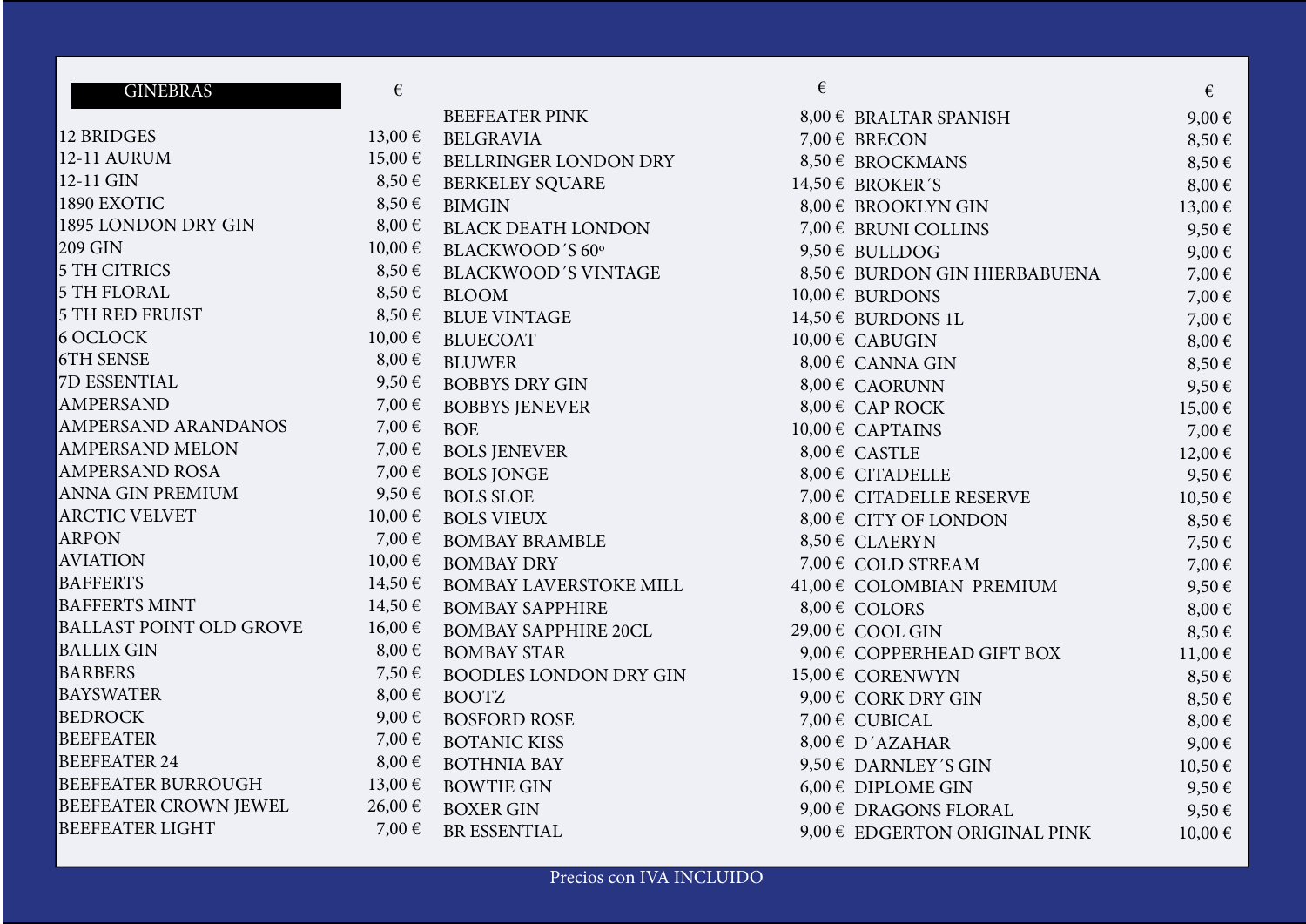## GINEBRAS

| GINEBRAS | € |
|---|---|
| 12 BRIDGES | 13,00 € |
| 12-11 AURUM | 15,00 € |
| 12-11 GIN | 8,50 € |
| 1890 EXOTIC | 8,50 € |
| 1895 LONDON DRY GIN | 8,00 € |
| 209 GIN | 10,00 € |
| 5 TH CITRICS | 8,50 € |
| 5 TH FLORAL | 8,50 € |
| 5 TH RED FRUIST | 8,50 € |
| 6 OCLOCK | 10,00 € |
| 6TH SENSE | 8,00 € |
| 7D ESSENTIAL | 9,50 € |
| AMPERSAND | 7,00 € |
| AMPERSAND ARANDANOS | 7,00 € |
| AMPERSAND MELON | 7,00 € |
| AMPERSAND ROSA | 7,00 € |
| ANNA GIN PREMIUM | 9,50 € |
| ARCTIC VELVET | 10,00 € |
| ARPON | 7,00 € |
| AVIATION | 10,00 € |
| BAFFERTS | 14,50 € |
| BAFFERTS MINT | 14,50 € |
| BALLAST POINT OLD GROVE | 16,00 € |
| BALLIX GIN | 8,00 € |
| BARBERS | 7,50 € |
| BAYSWATER | 8,00 € |
| BEDROCK | 9,00 € |
| BEEFEATER | 7,00 € |
| BEEFEATER 24 | 8,00 € |
| BEEFEATER BURROUGH | 13,00 € |
| BEEFEATER CROWN JEWEL | 26,00 € |
| BEEFEATER LIGHT | 7,00 € |
| BEEFEATER PINK | 8,00 € |
| BELGRAVIA | 7,00 € |
| BELLRINGER LONDON DRY | 8,50 € |
| BERKELEY SQUARE | 14,50 € |
| BIMGIN | 8,00 € |
| BLACK DEATH LONDON | 7,00 € |
| BLACKWOOD´S 60º | 9,50 € |
| BLACKWOOD´S VINTAGE | 8,50 € |
| BLOOM | 10,00 € |
| BLUE VINTAGE | 14,50 € |
| BLUECOAT | 10,00 € |
| BLUWER | 8,00 € |
| BOBBYS DRY GIN | 8,00 € |
| BOBBYS JENEVER | 8,00 € |
| BOE | 10,00 € |
| BOLS JENEVER | 8,00 € |
| BOLS JONGE | 8,00 € |
| BOLS SLOE | 7,00 € |
| BOLS VIEUX | 8,00 € |
| BOMBAY BRAMBLE | 8,50 € |
| BOMBAY DRY | 7,00 € |
| BOMBAY LAVERSTOKE MILL | 41,00 € |
| BOMBAY SAPPHIRE | 8,00 € |
| BOMBAY SAPPHIRE 20CL | 29,00 € |
| BOMBAY STAR | 9,00 € |
| BOODLES LONDON DRY GIN | 15,00 € |
| BOOTZ | 9,00 € |
| BOSFORD ROSE | 7,00 € |
| BOTANIC KISS | 8,00 € |
| BOTHNIA BAY | 9,50 € |
| BOWTIE GIN | 6,00 € |
| BOXER GIN | 9,00 € |
| BR ESSENTIAL | 9,00 € |
| BRALTAR SPANISH | 9,00 € |
| BRECON | 8,50 € |
| BROCKMANS | 8,50 € |
| BROKER´S | 8,00 € |
| BROOKLYN GIN | 13,00 € |
| BRUNI COLLINS | 9,50 € |
| BULLDOG | 9,00 € |
| BURDON GIN HIERBABUENA | 7,00 € |
| BURDONS | 7,00 € |
| BURDONS 1L | 7,00 € |
| CABUGIN | 8,00 € |
| CANNA GIN | 8,50 € |
| CAORUNN | 9,50 € |
| CAP ROCK | 15,00 € |
| CAPTAINS | 7,00 € |
| CASTLE | 12,00 € |
| CITADELLE | 9,50 € |
| CITADELLE RESERVE | 10,50 € |
| CITY OF LONDON | 8,50 € |
| CLAERYN | 7,50 € |
| COLD STREAM | 7,00 € |
| COLOMBIAN PREMIUM | 9,50 € |
| COLORS | 8,00 € |
| COOL GIN | 8,50 € |
| COPPERHEAD GIFT BOX | 11,00 € |
| CORENWYN | 8,50 € |
| CORK DRY GIN | 8,50 € |
| CUBICAL | 8,00 € |
| D´AZAHAR | 9,00 € |
| DARNLEY´S GIN | 10,50 € |
| DIPLOME GIN | 9,50 € |
| DRAGONS FLORAL | 9,50 € |
| EDGERTON ORIGINAL PINK | 10,00 € |

Precios con IVA INCLUIDO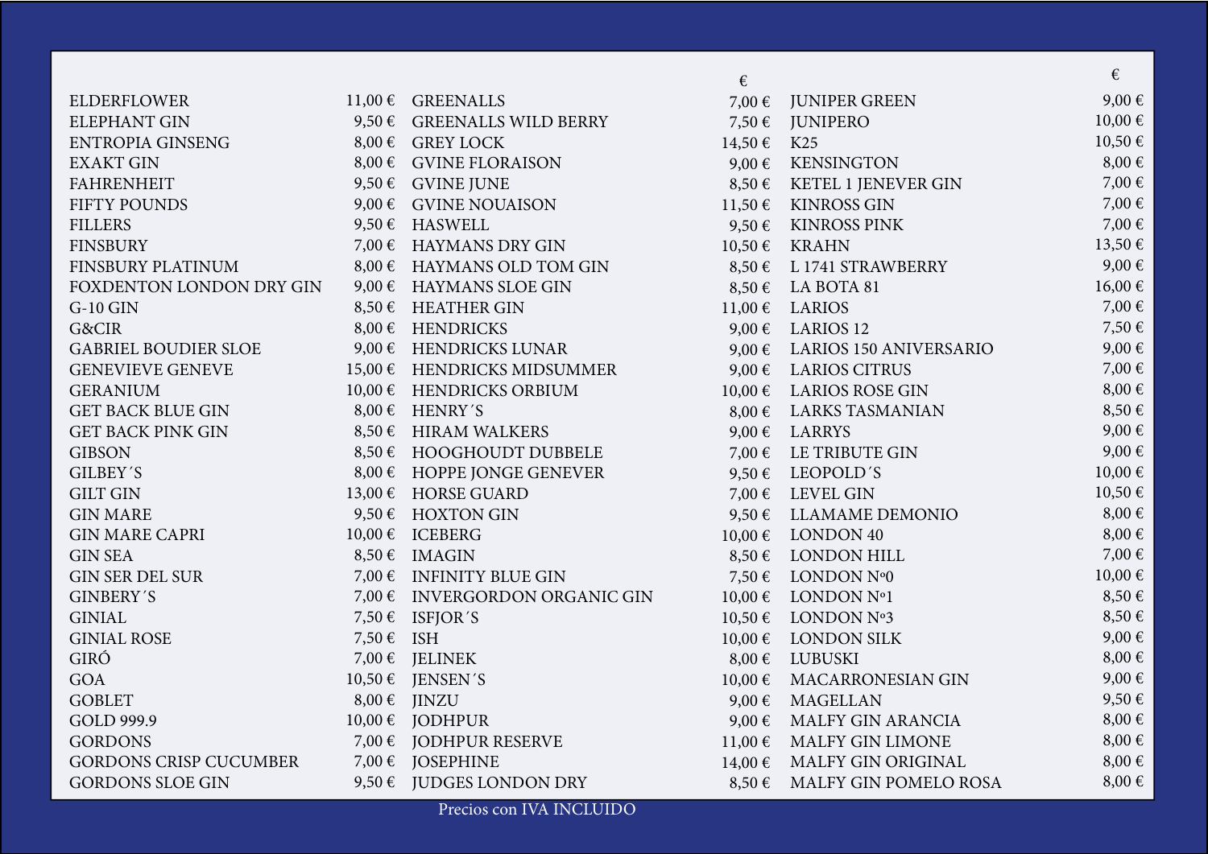| | | | € | | € |
|---|---|---|---|---|---|
| ELDERFLOWER | 11,00 € | GREENALLS | 7,00 € | JUNIPER GREEN | 9,00 € |
| ELEPHANT GIN | 9,50 € | GREENALLS WILD BERRY | 7,50 € | JUNIPERO | 10,00 € |
| ENTROPIA GINSENG | 8,00 € | GREY LOCK | 14,50 € | K25 | 10,50 € |
| EXAKT GIN | 8,00 € | GVINE FLORAISON | 9,00 € | KENSINGTON | 8,00 € |
| FAHRENHEIT | 9,50 € | GVINE JUNE | 8,50 € | KETEL 1 JENEVER GIN | 7,00 € |
| FIFTY POUNDS | 9,00 € | GVINE NOUAISON | 11,50 € | KINROSS GIN | 7,00 € |
| FILLERS | 9,50 € | HASWELL | 9,50 € | KINROSS PINK | 7,00 € |
| FINSBURY | 7,00 € | HAYMANS DRY GIN | 10,50 € | KRAHN | 13,50 € |
| FINSBURY PLATINUM | 8,00 € | HAYMANS OLD TOM GIN | 8,50 € | L 1741 STRAWBERRY | 9,00 € |
| FOXDENTON LONDON DRY GIN | 9,00 € | HAYMANS SLOE GIN | 8,50 € | LA BOTA 81 | 16,00 € |
| G-10 GIN | 8,50 € | HEATHER GIN | 11,00 € | LARIOS | 7,00 € |
| G&CIR | 8,00 € | HENDRICKS | 9,00 € | LARIOS 12 | 7,50 € |
| GABRIEL BOUDIER SLOE | 9,00 € | HENDRICKS LUNAR | 9,00 € | LARIOS 150 ANIVERSARIO | 9,00 € |
| GENEVIEVE GENEVE | 15,00 € | HENDRICKS MIDSUMMER | 9,00 € | LARIOS CITRUS | 7,00 € |
| GERANIUM | 10,00 € | HENDRICKS ORBIUM | 10,00 € | LARIOS ROSE GIN | 8,00 € |
| GET BACK BLUE GIN | 8,00 € | HENRY´S | 8,00 € | LARKS TASMANIAN | 8,50 € |
| GET BACK PINK GIN | 8,50 € | HIRAM WALKERS | 9,00 € | LARRYS | 9,00 € |
| GIBSON | 8,50 € | HOOGHOUDT DUBBELE | 7,00 € | LE TRIBUTE GIN | 9,00 € |
| GILBEY´S | 8,00 € | HOPPE JONGE GENEVER | 9,50 € | LEOPOLD´S | 10,00 € |
| GILT GIN | 13,00 € | HORSE GUARD | 7,00 € | LEVEL GIN | 10,50 € |
| GIN MARE | 9,50 € | HOXTON GIN | 9,50 € | LLAMAME DEMONIO | 8,00 € |
| GIN MARE CAPRI | 10,00 € | ICEBERG | 10,00 € | LONDON 40 | 8,00 € |
| GIN SEA | 8,50 € | IMAGIN | 8,50 € | LONDON HILL | 7,00 € |
| GIN SER DEL SUR | 7,00 € | INFINITY BLUE GIN | 7,50 € | LONDON Nº0 | 10,00 € |
| GINBERY´S | 7,00 € | INVERGORDON ORGANIC GIN | 10,00 € | LONDON Nº1 | 8,50 € |
| GINIAL | 7,50 € | ISFJOR´S | 10,50 € | LONDON Nº3 | 8,50 € |
| GINIAL ROSE | 7,50 € | ISH | 10,00 € | LONDON SILK | 9,00 € |
| GIRÓ | 7,00 € | JELINEK | 8,00 € | LUBUSKI | 8,00 € |
| GOA | 10,50 € | JENSEN´S | 10,00 € | MACARRONESIAN GIN | 9,00 € |
| GOBLET | 8,00 € | JINZU | 9,00 € | MAGELLAN | 9,50 € |
| GOLD 999.9 | 10,00 € | JODHPUR | 9,00 € | MALFY GIN ARANCIA | 8,00 € |
| GORDONS | 7,00 € | JODHPUR RESERVE | 11,00 € | MALFY GIN LIMONE | 8,00 € |
| GORDONS CRISP CUCUMBER | 7,00 € | JOSEPHINE | 14,00 € | MALFY GIN ORIGINAL | 8,00 € |
| GORDONS SLOE GIN | 9,50 € | JUDGES LONDON DRY | 8,50 € | MALFY GIN POMELO ROSA | 8,00 € |

Precios con IVA INCLUIDO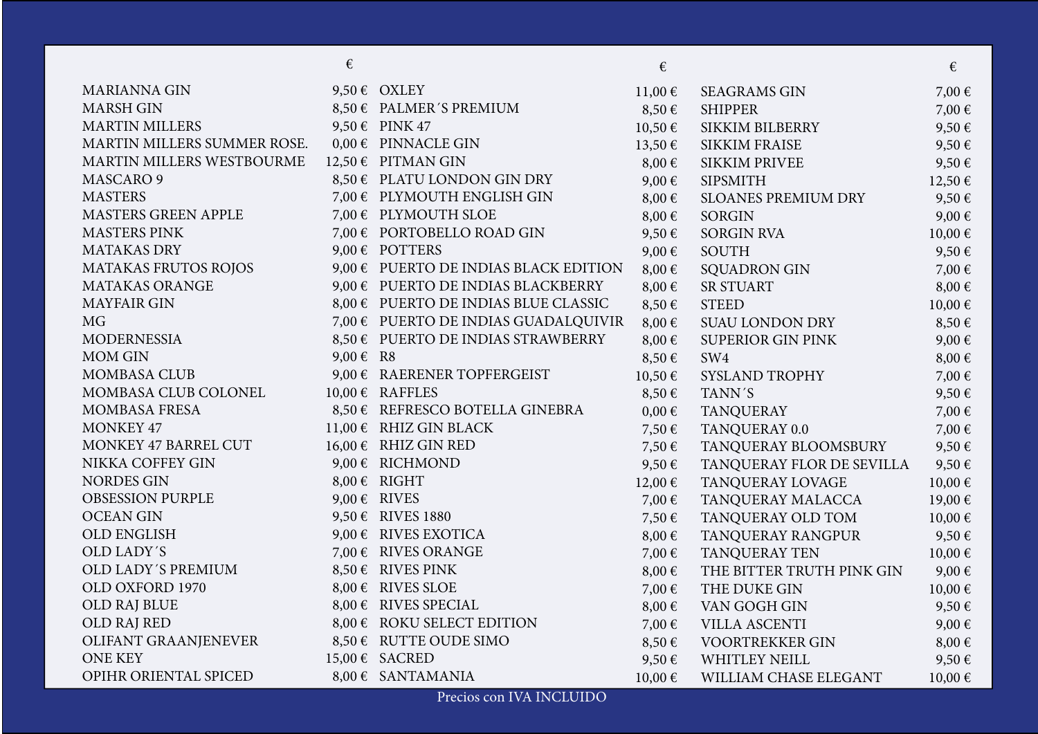| | € |
|---|---|
| MARIANNA GIN | 9,50 € |
| MARSH GIN | 8,50 € |
| MARTIN MILLERS | 9,50 € |
| MARTIN MILLERS SUMMER ROSE. | 0,00 € |
| MARTIN MILLERS WESTBOURME | 12,50 € |
| MASCARO 9 | 8,50 € |
| MASTERS | 7,00 € |
| MASTERS GREEN APPLE | 7,00 € |
| MASTERS PINK | 7,00 € |
| MATAKAS DRY | 9,00 € |
| MATAKAS FRUTOS ROJOS | 9,00 € |
| MATAKAS ORANGE | 9,00 € |
| MAYFAIR GIN | 8,00 € |
| MG | 7,00 € |
| MODERNESSIA | 8,50 € |
| MOM GIN | 9,00 € |
| MOMBASA CLUB | 9,00 € |
| MOMBASA CLUB COLONEL | 10,00 € |
| MOMBASA FRESA | 8,50 € |
| MONKEY 47 | 11,00 € |
| MONKEY 47 BARREL CUT | 16,00 € |
| NIKKA COFFEY GIN | 9,00 € |
| NORDES GIN | 8,00 € |
| OBSESSION PURPLE | 9,00 € |
| OCEAN GIN | 9,50 € |
| OLD ENGLISH | 9,00 € |
| OLD LADY´S | 7,00 € |
| OLD LADY´S PREMIUM | 8,50 € |
| OLD OXFORD 1970 | 8,00 € |
| OLD RAJ BLUE | 8,00 € |
| OLD RAJ RED | 8,00 € |
| OLIFANT GRAANJENEVER | 8,50 € |
| ONE KEY | 15,00 € |
| OPIHR ORIENTAL SPICED | 8,00 € |

| | € |
|---|---|
| OXLEY | 11,00 € |
| PALMER´S PREMIUM | 8,50 € |
| PINK 47 | 10,50 € |
| PINNACLE GIN | 13,50 € |
| PITMAN GIN | 8,00 € |
| PLATU LONDON GIN DRY | 9,00 € |
| PLYMOUTH ENGLISH GIN | 8,00 € |
| PLYMOUTH SLOE | 8,00 € |
| PORTOBELLO ROAD GIN | 9,50 € |
| POTTERS | 9,00 € |
| PUERTO DE INDIAS BLACK EDITION | 8,00 € |
| PUERTO DE INDIAS BLACKBERRY | 8,00 € |
| PUERTO DE INDIAS BLUE CLASSIC | 8,50 € |
| PUERTO DE INDIAS GUADALQUIVIR | 8,00 € |
| PUERTO DE INDIAS STRAWBERRY | 8,00 € |
| R8 | 8,50 € |
| RAERENER TOPFERGEIST | 10,50 € |
| RAFFLES | 8,50 € |
| REFRESCO BOTELLA GINEBRA | 0,00 € |
| RHIZ GIN BLACK | 7,50 € |
| RHIZ GIN RED | 7,50 € |
| RICHMOND | 9,50 € |
| RIGHT | 12,00 € |
| RIVES | 7,00 € |
| RIVES 1880 | 7,50 € |
| RIVES EXOTICA | 8,00 € |
| RIVES ORANGE | 7,00 € |
| RIVES PINK | 8,00 € |
| RIVES SLOE | 7,00 € |
| RIVES SPECIAL | 8,00 € |
| ROKU SELECT EDITION | 7,00 € |
| RUTTE OUDE SIMO | 8,50 € |
| SACRED | 9,50 € |
| SANTAMANIA | 10,00 € |

| | € |
|---|---|
| SEAGRAMS GIN | 7,00 € |
| SHIPPER | 7,00 € |
| SIKKIM BILBERRY | 9,50 € |
| SIKKIM FRAISE | 9,50 € |
| SIKKIM PRIVEE | 9,50 € |
| SIPSMITH | 12,50 € |
| SLOANES PREMIUM DRY | 9,50 € |
| SORGIN | 9,00 € |
| SORGIN RVA | 10,00 € |
| SOUTH | 9,50 € |
| SQUADRON GIN | 7,00 € |
| SR STUART | 8,00 € |
| STEED | 10,00 € |
| SUAU LONDON DRY | 8,50 € |
| SUPERIOR GIN PINK | 9,00 € |
| SW4 | 8,00 € |
| SYSLAND TROPHY | 7,00 € |
| TANN´S | 9,50 € |
| TANQUERAY | 7,00 € |
| TANQUERAY 0.0 | 7,00 € |
| TANQUERAY BLOOMSBURY | 9,50 € |
| TANQUERAY FLOR DE SEVILLA | 9,50 € |
| TANQUERAY LOVAGE | 10,00 € |
| TANQUERAY MALACCA | 19,00 € |
| TANQUERAY OLD TOM | 10,00 € |
| TANQUERAY RANGPUR | 9,50 € |
| TANQUERAY TEN | 10,00 € |
| THE BITTER TRUTH PINK GIN | 9,00 € |
| THE DUKE GIN | 10,00 € |
| VAN GOGH GIN | 9,50 € |
| VILLA ASCENTI | 9,00 € |
| VOORTREKKER GIN | 8,00 € |
| WHITLEY NEILL | 9,50 € |
| WILLIAM CHASE ELEGANT | 10,00 € |

Precios con IVA INCLUIDO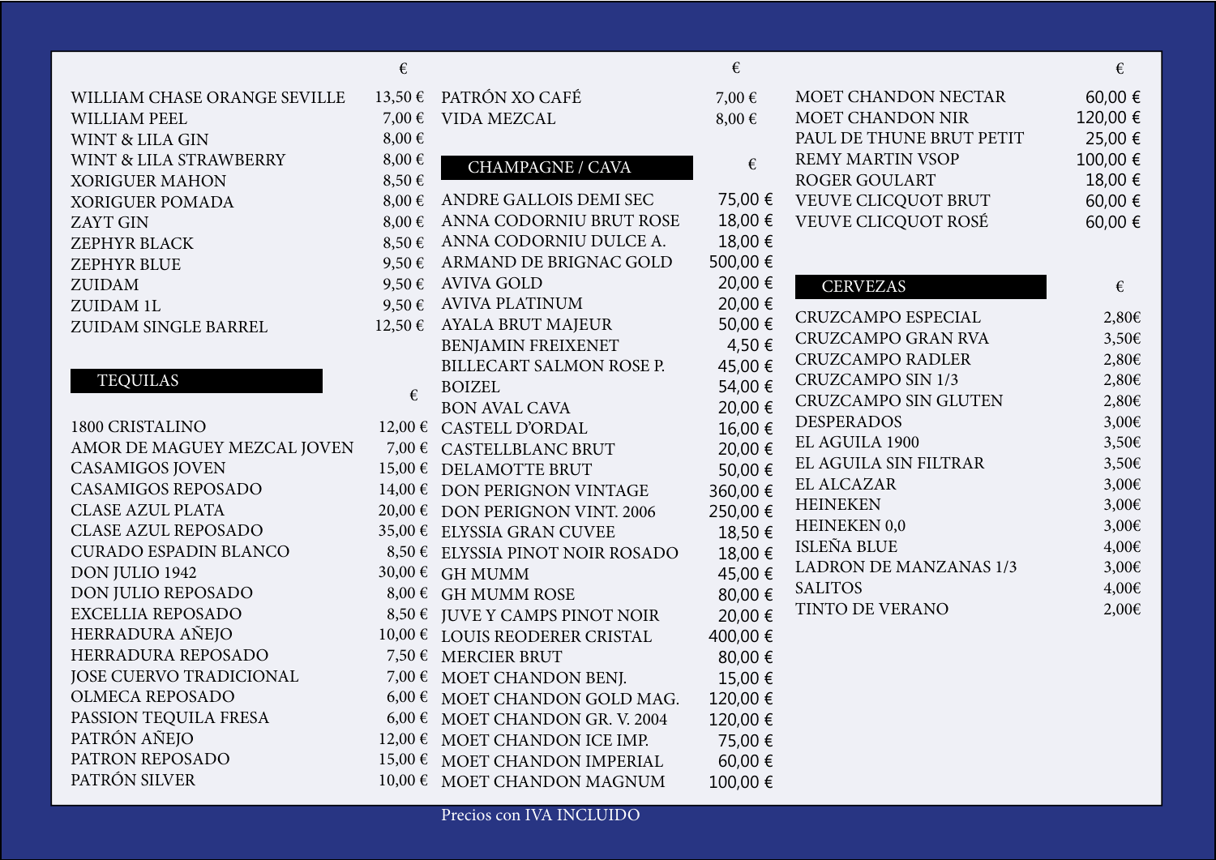| | € |
|---|---|
| WILLIAM CHASE ORANGE SEVILLE | 13,50 € |
| WILLIAM PEEL | 7,00 € |
| WINT & LILA GIN | 8,00 € |
| WINT & LILA STRAWBERRY | 8,00 € |
| XORIGUER MAHON | 8,50 € |
| XORIGUER POMADA | 8,00 € |
| ZAYT GIN | 8,00 € |
| ZEPHYR BLACK | 8,50 € |
| ZEPHYR BLUE | 9,50 € |
| ZUIDAM | 9,50 € |
| ZUIDAM 1L | 9,50 € |
| ZUIDAM SINGLE BARREL | 12,50 € |

## TEQUILAS

| | € |
|---|---|
| 1800 CRISTALINO | 12,00 € |
| AMOR DE MAGUEY MEZCAL JOVEN | 7,00 € |
| CASAMIGOS JOVEN | 15,00 € |
| CASAMIGOS REPOSADO | 14,00 € |
| CLASE AZUL PLATA | 20,00 € |
| CLASE AZUL REPOSADO | 35,00 € |
| CURADO ESPADIN BLANCO | 8,50 € |
| DON JULIO 1942 | 30,00 € |
| DON JULIO REPOSADO | 8,00 € |
| EXCELLIA REPOSADO | 8,50 € |
| HERRADURA AÑEJO | 10,00 € |
| HERRADURA REPOSADO | 7,50 € |
| JOSE CUERVO TRADICIONAL | 7,00 € |
| OLMECA REPOSADO | 6,00 € |
| PASSION TEQUILA FRESA | 6,00 € |
| PATRÓN AÑEJO | 12,00 € |
| PATRON REPOSADO | 15,00 € |
| PATRÓN SILVER | 10,00 € |
| PATRÓN XO CAFÉ | 7,00 € |
| VIDA MEZCAL | 8,00 € |

## CHAMPAGNE / CAVA

| | € |
|---|---|
| ANDRE GALLOIS DEMI SEC | 75,00 € |
| ANNA CODORNIU BRUT ROSE | 18,00 € |
| ANNA CODORNIU DULCE A. | 18,00 € |
| ARMAND DE BRIGNAC GOLD | 500,00 € |
| AVIVA GOLD | 20,00 € |
| AVIVA PLATINUM | 20,00 € |
| AYALA BRUT MAJEUR | 50,00 € |
| BENJAMIN FREIXENET | 4,50 € |
| BILLECART SALMON ROSE P. | 45,00 € |
| BOIZEL | 54,00 € |
| BON AVAL CAVA | 20,00 € |
| CASTELL D'ORDAL | 16,00 € |
| CASTELLBLANC BRUT | 20,00 € |
| DELAMOTTE BRUT | 50,00 € |
| DON PERIGNON VINTAGE | 360,00 € |
| DON PERIGNON VINT. 2006 | 250,00 € |
| ELYSSIA GRAN CUVEE | 18,50 € |
| ELYSSIA PINOT NOIR ROSADO | 18,00 € |
| GH MUMM | 45,00 € |
| GH MUMM ROSE | 80,00 € |
| JUVE Y CAMPS PINOT NOIR | 20,00 € |
| LOUIS REODERER CRISTAL | 400,00 € |
| MERCIER BRUT | 80,00 € |
| MOET CHANDON BENJ. | 15,00 € |
| MOET CHANDON GOLD MAG. | 120,00 € |
| MOET CHANDON GR. V. 2004 | 120,00 € |
| MOET CHANDON ICE IMP. | 75,00 € |
| MOET CHANDON IMPERIAL | 60,00 € |
| MOET CHANDON MAGNUM | 100,00 € |
| MOET CHANDON NECTAR | 60,00 € |
| MOET CHANDON NIR | 120,00 € |
| PAUL DE THUNE BRUT PETIT | 25,00 € |
| REMY MARTIN VSOP | 100,00 € |
| ROGER GOULART | 18,00 € |
| VEUVE CLICQUOT BRUT | 60,00 € |
| VEUVE CLICQUOT ROSÉ | 60,00 € |

## CERVEZAS

| | € |
|---|---|
| CRUZCAMPO ESPECIAL | 2,80€ |
| CRUZCAMPO GRAN RVA | 3,50€ |
| CRUZCAMPO RADLER | 2,80€ |
| CRUZCAMPO SIN 1/3 | 2,80€ |
| CRUZCAMPO SIN GLUTEN | 2,80€ |
| DESPERADOS | 3,00€ |
| EL AGUILA 1900 | 3,50€ |
| EL AGUILA SIN FILTRAR | 3,50€ |
| EL ALCAZAR | 3,00€ |
| HEINEKEN | 3,00€ |
| HEINEKEN 0,0 | 3,00€ |
| ISLEÑA BLUE | 4,00€ |
| LADRON DE MANZANAS 1/3 | 3,00€ |
| SALITOS | 4,00€ |
| TINTO DE VERANO | 2,00€ |

Precios con IVA INCLUIDO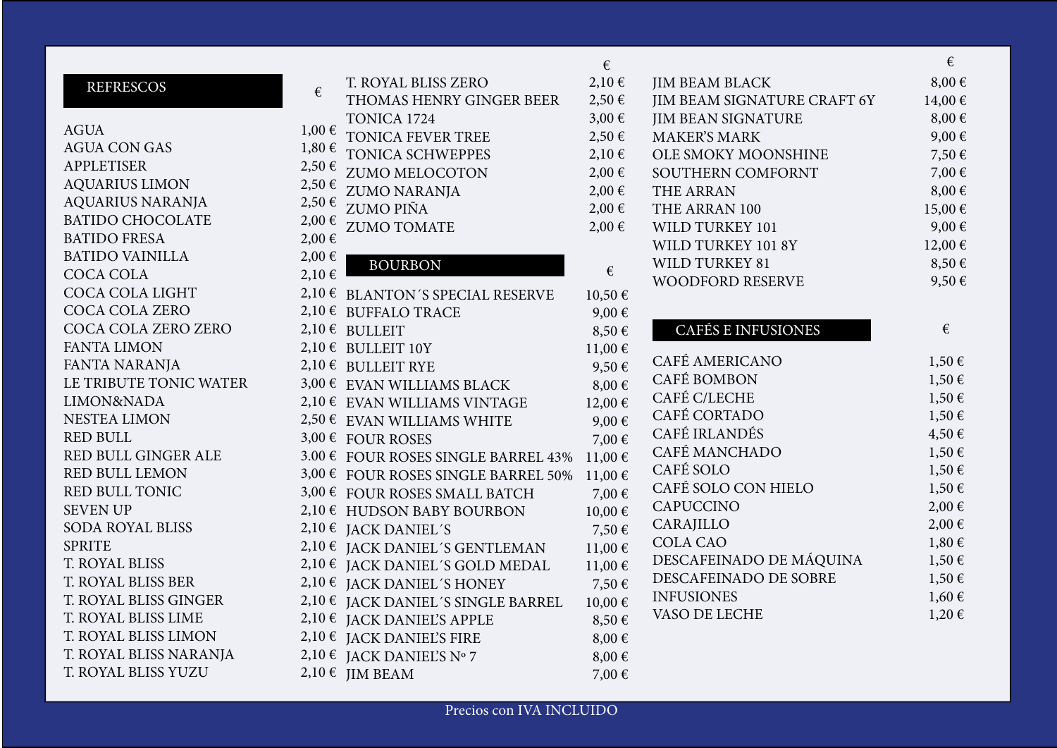## REFRESCOS

| REFRESCOS | € |
|---|---|
| AGUA | 1,00 € |
| AGUA CON GAS | 1,80 € |
| APPLETISER | 2,50 € |
| AQUARIUS LIMON | 2,50 € |
| AQUARIUS NARANJA | 2,50 € |
| BATIDO CHOCOLATE | 2,00 € |
| BATIDO FRESA | 2,00 € |
| BATIDO VAINILLA | 2,00 € |
| COCA COLA | 2,10 € |
| COCA COLA LIGHT | 2,10 € |
| COCA COLA ZERO | 2,10 € |
| COCA COLA ZERO ZERO | 2,10 € |
| FANTA LIMON | 2,10 € |
| FANTA NARANJA | 2,10 € |
| LE TRIBUTE TONIC WATER | 3,00 € |
| LIMON&NADA | 2,10 € |
| NESTEA LIMON | 2,50 € |
| RED BULL | 3,00 € |
| RED BULL GINGER ALE | 3.00 € |
| RED BULL LEMON | 3,00 € |
| RED BULL TONIC | 3,00 € |
| SEVEN UP | 2,10 € |
| SODA ROYAL BLISS | 2,10 € |
| SPRITE | 2,10 € |
| T. ROYAL BLISS | 2,10 € |
| T. ROYAL BLISS BER | 2,10 € |
| T. ROYAL BLISS GINGER | 2,10 € |
| T. ROYAL BLISS LIME | 2,10 € |
| T. ROYAL BLISS LIMON | 2,10 € |
| T. ROYAL BLISS NARANJA | 2,10 € |
| T. ROYAL BLISS YUZU | 2,10 € |
| T. ROYAL BLISS ZERO | 2,10 € |
| THOMAS HENRY GINGER BEER | 2,50 € |
| TONICA 1724 | 3,00 € |
| TONICA FEVER TREE | 2,50 € |
| TONICA SCHWEPPES | 2,10 € |
| ZUMO MELOCOTON | 2,00 € |
| ZUMO NARANJA | 2,00 € |
| ZUMO PIÑA | 2,00 € |
| ZUMO TOMATE | 2,00 € |

## BOURBON

| BOURBON | € |
|---|---|
| BLANTON´S SPECIAL RESERVE | 10,50 € |
| BUFFALO TRACE | 9,00 € |
| BULLEIT | 8,50 € |
| BULLEIT 10Y | 11,00 € |
| BULLEIT RYE | 9,50 € |
| EVAN WILLIAMS BLACK | 8,00 € |
| EVAN WILLIAMS VINTAGE | 12,00 € |
| EVAN WILLIAMS WHITE | 9,00 € |
| FOUR ROSES | 7,00 € |
| FOUR ROSES SINGLE BARREL 43% | 11,00 € |
| FOUR ROSES SINGLE BARREL 50% | 11,00 € |
| FOUR ROSES SMALL BATCH | 7,00 € |
| HUDSON BABY BOURBON | 10,00 € |
| JACK DANIEL´S | 7,50 € |
| JACK DANIEL´S GENTLEMAN | 11,00 € |
| JACK DANIEL´S GOLD MEDAL | 11,00 € |
| JACK DANIEL´S HONEY | 7,50 € |
| JACK DANIEL´S SINGLE BARREL | 10,00 € |
| JACK DANIEL'S APPLE | 8,50 € |
| JACK DANIEL'S FIRE | 8,00 € |
| JACK DANIEL'S Nº 7 | 8,00 € |
| JIM BEAM | 7,00 € |
| JIM BEAM BLACK | 8,00 € |
| JIM BEAM SIGNATURE CRAFT 6Y | 14,00 € |
| JIM BEAN SIGNATURE | 8,00 € |
| MAKER'S MARK | 9,00 € |
| OLE SMOKY MOONSHINE | 7,50 € |
| SOUTHERN COMFORNT | 7,00 € |
| THE ARRAN | 8,00 € |
| THE ARRAN 100 | 15,00 € |
| WILD TURKEY 101 | 9,00 € |
| WILD TURKEY 101 8Y | 12,00 € |
| WILD TURKEY 81 | 8,50 € |
| WOODFORD RESERVE | 9,50 € |

## CAFÉS E INFUSIONES

| CAFÉS E INFUSIONES | € |
|---|---|
| CAFÉ AMERICANO | 1,50 € |
| CAFÉ BOMBON | 1,50 € |
| CAFÉ C/LECHE | 1,50 € |
| CAFÉ CORTADO | 1,50 € |
| CAFÉ IRLANDÉS | 4,50 € |
| CAFÉ MANCHADO | 1,50 € |
| CAFÉ SOLO | 1,50 € |
| CAFÉ SOLO CON HIELO | 1,50 € |
| CAPUCCINO | 2,00 € |
| CARAJILLO | 2,00 € |
| COLA CAO | 1,80 € |
| DESCAFEINADO DE MÁQUINA | 1,50 € |
| DESCAFEINADO DE SOBRE | 1,50 € |
| INFUSIONES | 1,60 € |
| VASO DE LECHE | 1,20 € |

Precios con IVA INCLUIDO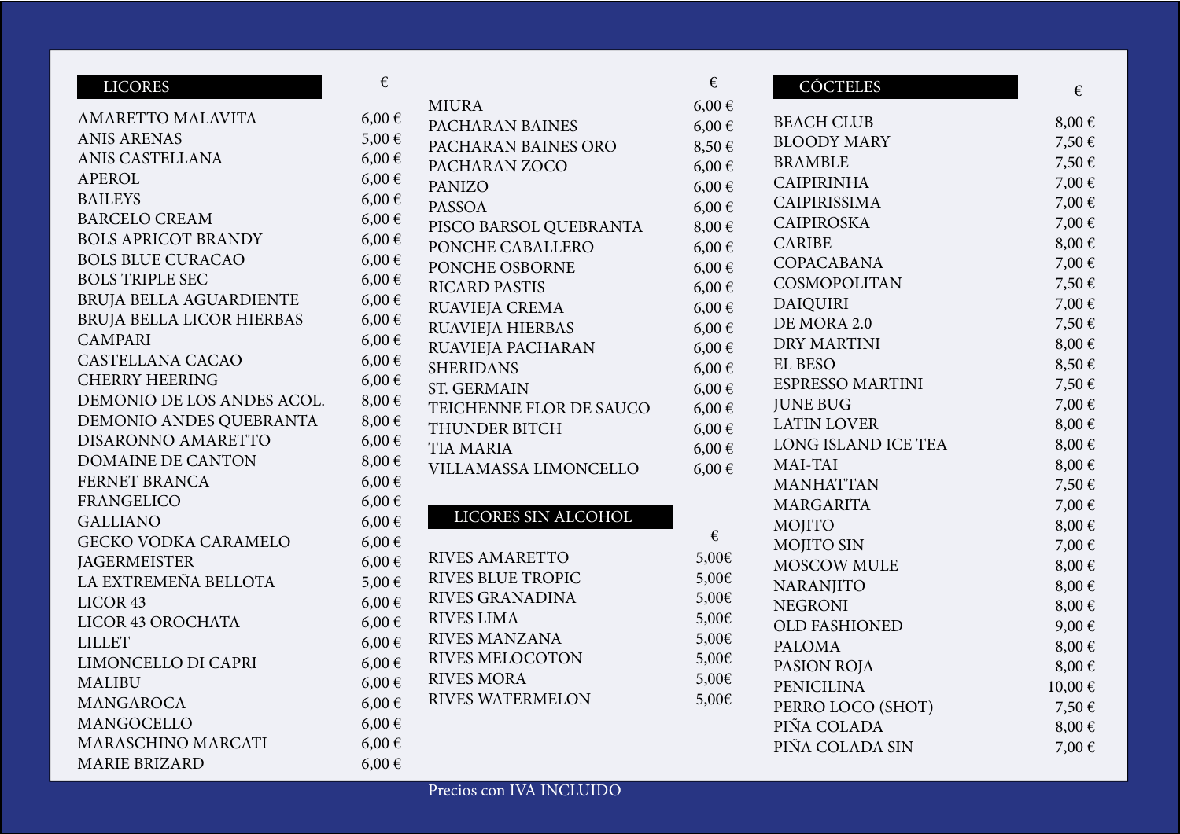## LICORES

| LICORES | € |
|---|---|
| AMARETTO MALAVITA | 6,00 € |
| ANIS ARENAS | 5,00 € |
| ANIS CASTELLANA | 6,00 € |
| APEROL | 6,00 € |
| BAILEYS | 6,00 € |
| BARCELO CREAM | 6,00 € |
| BOLS APRICOT BRANDY | 6,00 € |
| BOLS BLUE CURACAO | 6,00 € |
| BOLS TRIPLE SEC | 6,00 € |
| BRUJA BELLA AGUARDIENTE | 6,00 € |
| BRUJA BELLA LICOR HIERBAS | 6,00 € |
| CAMPARI | 6,00 € |
| CASTELLANA CACAO | 6,00 € |
| CHERRY HEERING | 6,00 € |
| DEMONIO DE LOS ANDES ACOL. | 8,00 € |
| DEMONIO ANDES QUEBRANTA | 8,00 € |
| DISARONNO AMARETTO | 6,00 € |
| DOMAINE DE CANTON | 8,00 € |
| FERNET BRANCA | 6,00 € |
| FRANGELICO | 6,00 € |
| GALLIANO | 6,00 € |
| GECKO VODKA CARAMELO | 6,00 € |
| JAGERMEISTER | 6,00 € |
| LA EXTREMEÑA BELLOTA | 5,00 € |
| LICOR 43 | 6,00 € |
| LICOR 43 OROCHATA | 6,00 € |
| LILLET | 6,00 € |
| LIMONCELLO DI CAPRI | 6,00 € |
| MALIBU | 6,00 € |
| MANGAROCA | 6,00 € |
| MANGOCELLO | 6,00 € |
| MARASCHINO MARCATI | 6,00 € |
| MARIE BRIZARD | 6,00 € |
| MIURA | 6,00 € |
| PACHARAN BAINES | 6,00 € |
| PACHARAN BAINES ORO | 8,50 € |
| PACHARAN ZOCO | 6,00 € |
| PANIZO | 6,00 € |
| PASSOA | 6,00 € |
| PISCO BARSOL QUEBRANTA | 8,00 € |
| PONCHE CABALLERO | 6,00 € |
| PONCHE OSBORNE | 6,00 € |
| RICARD PASTIS | 6,00 € |
| RUAVIEJA CREMA | 6,00 € |
| RUAVIEJA HIERBAS | 6,00 € |
| RUAVIEJA PACHARAN | 6,00 € |
| SHERIDANS | 6,00 € |
| ST. GERMAIN | 6,00 € |
| TEICHENNE FLOR DE SAUCO | 6,00 € |
| THUNDER BITCH | 6,00 € |
| TIA MARIA | 6,00 € |
| VILLAMASSA LIMONCELLO | 6,00 € |

## LICORES SIN ALCOHOL

| LICORES SIN ALCOHOL | € |
|---|---|
| RIVES AMARETTO | 5,00€ |
| RIVES BLUE TROPIC | 5,00€ |
| RIVES GRANADINA | 5,00€ |
| RIVES LIMA | 5,00€ |
| RIVES MANZANA | 5,00€ |
| RIVES MELOCOTON | 5,00€ |
| RIVES MORA | 5,00€ |
| RIVES WATERMELON | 5,00€ |

## CÓCTELES

| CÓCTELES | € |
|---|---|
| BEACH CLUB | 8,00 € |
| BLOODY MARY | 7,50 € |
| BRAMBLE | 7,50 € |
| CAIPIRINHA | 7,00 € |
| CAIPIRISSIMA | 7,00 € |
| CAIPIROSKA | 7,00 € |
| CARIBE | 8,00 € |
| COPACABANA | 7,00 € |
| COSMOPOLITAN | 7,50 € |
| DAIQUIRI | 7,00 € |
| DE MORA 2.0 | 7,50 € |
| DRY MARTINI | 8,00 € |
| EL BESO | 8,50 € |
| ESPRESSO MARTINI | 7,50 € |
| JUNE BUG | 7,00 € |
| LATIN LOVER | 8,00 € |
| LONG ISLAND ICE TEA | 8,00 € |
| MAI-TAI | 8,00 € |
| MANHATTAN | 7,50 € |
| MARGARITA | 7,00 € |
| MOJITO | 8,00 € |
| MOJITO SIN | 7,00 € |
| MOSCOW MULE | 8,00 € |
| NARANJITO | 8,00 € |
| NEGRONI | 8,00 € |
| OLD FASHIONED | 9,00 € |
| PALOMA | 8,00 € |
| PASION ROJA | 8,00 € |
| PENICILINA | 10,00 € |
| PERRO LOCO (SHOT) | 7,50 € |
| PIÑA COLADA | 8,00 € |
| PIÑA COLADA SIN | 7,00 € |

Precios con IVA INCLUIDO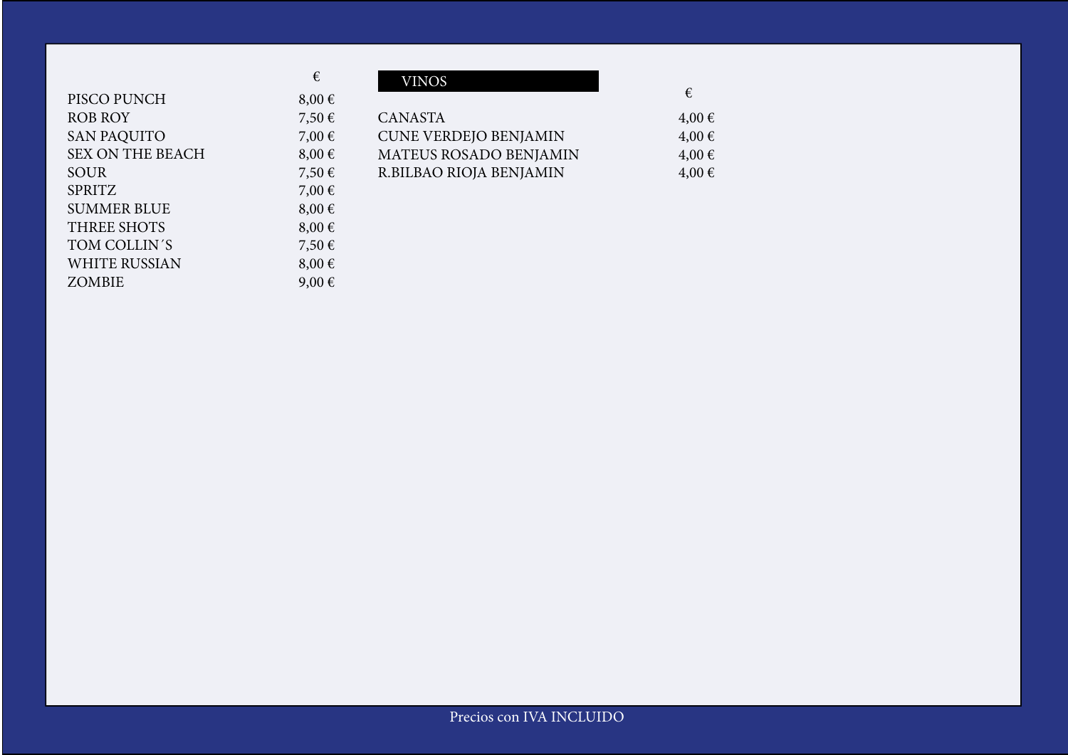| | € |
|---|---|
| PISCO PUNCH | 8,00 € |
| ROB ROY | 7,50 € |
| SAN PAQUITO | 7,00 € |
| SEX ON THE BEACH | 8,00 € |
| SOUR | 7,50 € |
| SPRITZ | 7,00 € |
| SUMMER BLUE | 8,00 € |
| THREE SHOTS | 8,00 € |
| TOM COLLIN´S | 7,50 € |
| WHITE RUSSIAN | 8,00 € |
| ZOMBIE | 9,00 € |

## VINOS

| | € |
|---|---|
| CANASTA | 4,00 € |
| CUNE VERDEJO BENJAMIN | 4,00 € |
| MATEUS ROSADO BENJAMIN | 4,00 € |
| R.BILBAO RIOJA BENJAMIN | 4,00 € |

Precios con IVA INCLUIDO